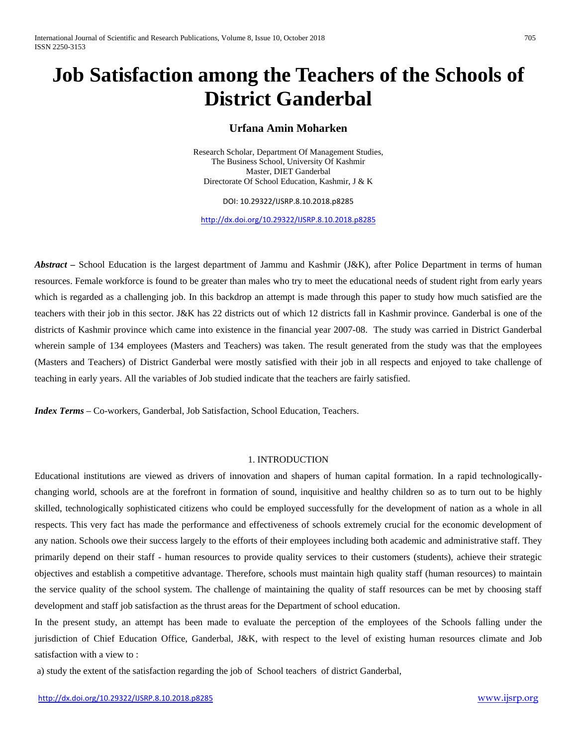# Job Satisfaction among the Teachers of the Schools of District Ganderbal

**Urfana Amin Moharken**

Research Scholar, Department Of Management Studies,
The Business School, University Of Kashmir
Master, DIET Ganderbal
Directorate Of School Education, Kashmir, J & K

DOI: 10.29322/IJSRP.8.10.2018.p8285

http://dx.doi.org/10.29322/IJSRP.8.10.2018.p8285

***Abstract –*** School Education is the largest department of Jammu and Kashmir (J&K), after Police Department in terms of human resources. Female workforce is found to be greater than males who try to meet the educational needs of student right from early years which is regarded as a challenging job. In this backdrop an attempt is made through this paper to study how much satisfied are the teachers with their job in this sector. J&K has 22 districts out of which 12 districts fall in Kashmir province. Ganderbal is one of the districts of Kashmir province which came into existence in the financial year 2007-08. The study was carried in District Ganderbal wherein sample of 134 employees (Masters and Teachers) was taken. The result generated from the study was that the employees (Masters and Teachers) of District Ganderbal were mostly satisfied with their job in all respects and enjoyed to take challenge of teaching in early years. All the variables of Job studied indicate that the teachers are fairly satisfied.

***Index Terms*** – Co-workers, Ganderbal, Job Satisfaction, School Education, Teachers.

## 1. INTRODUCTION

Educational institutions are viewed as drivers of innovation and shapers of human capital formation. In a rapid technologically-changing world, schools are at the forefront in formation of sound, inquisitive and healthy children so as to turn out to be highly skilled, technologically sophisticated citizens who could be employed successfully for the development of nation as a whole in all respects. This very fact has made the performance and effectiveness of schools extremely crucial for the economic development of any nation. Schools owe their success largely to the efforts of their employees including both academic and administrative staff. They primarily depend on their staff - human resources to provide quality services to their customers (students), achieve their strategic objectives and establish a competitive advantage. Therefore, schools must maintain high quality staff (human resources) to maintain the service quality of the school system. The challenge of maintaining the quality of staff resources can be met by choosing staff development and staff job satisfaction as the thrust areas for the Department of school education.

In the present study, an attempt has been made to evaluate the perception of the employees of the Schools falling under the jurisdiction of Chief Education Office, Ganderbal, J&K, with respect to the level of existing human resources climate and Job satisfaction with a view to :

a) study the extent of the satisfaction regarding the job of School teachers of district Ganderbal,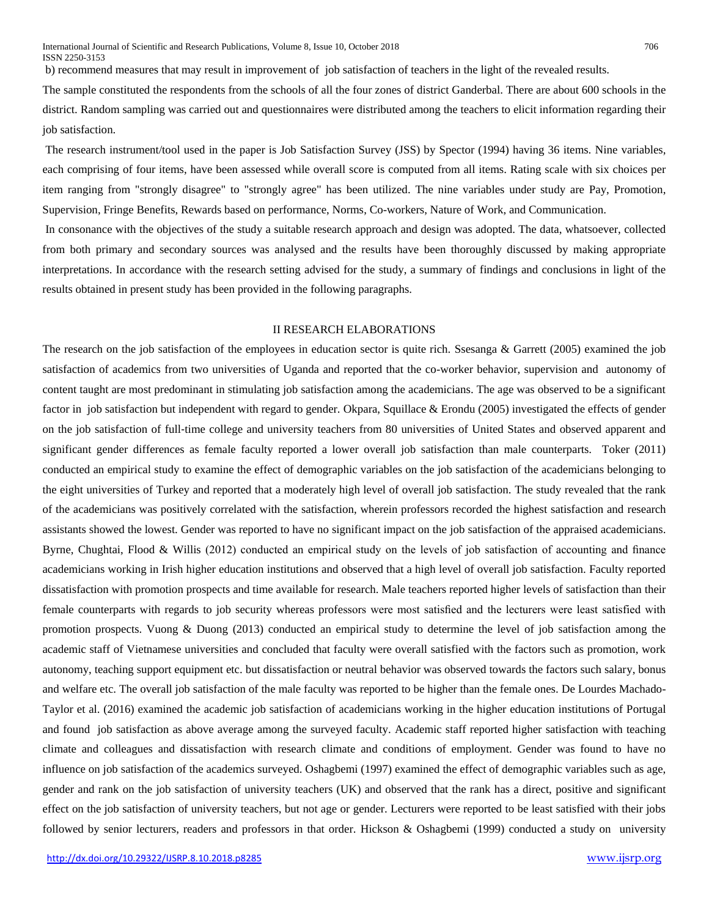b) recommend measures that may result in improvement of job satisfaction of teachers in the light of the revealed results.

The sample constituted the respondents from the schools of all the four zones of district Ganderbal. There are about 600 schools in the district. Random sampling was carried out and questionnaires were distributed among the teachers to elicit information regarding their job satisfaction.

The research instrument/tool used in the paper is Job Satisfaction Survey (JSS) by Spector (1994) having 36 items. Nine variables, each comprising of four items, have been assessed while overall score is computed from all items. Rating scale with six choices per item ranging from "strongly disagree" to "strongly agree" has been utilized. The nine variables under study are Pay, Promotion, Supervision, Fringe Benefits, Rewards based on performance, Norms, Co-workers, Nature of Work, and Communication.

In consonance with the objectives of the study a suitable research approach and design was adopted. The data, whatsoever, collected from both primary and secondary sources was analysed and the results have been thoroughly discussed by making appropriate interpretations. In accordance with the research setting advised for the study, a summary of findings and conclusions in light of the results obtained in present study has been provided in the following paragraphs.

## II RESEARCH ELABORATIONS

The research on the job satisfaction of the employees in education sector is quite rich. Ssesanga & Garrett (2005) examined the job satisfaction of academics from two universities of Uganda and reported that the co-worker behavior, supervision and autonomy of content taught are most predominant in stimulating job satisfaction among the academicians. The age was observed to be a significant factor in job satisfaction but independent with regard to gender. Okpara, Squillace & Erondu (2005) investigated the effects of gender on the job satisfaction of full-time college and university teachers from 80 universities of United States and observed apparent and significant gender differences as female faculty reported a lower overall job satisfaction than male counterparts. Toker (2011) conducted an empirical study to examine the effect of demographic variables on the job satisfaction of the academicians belonging to the eight universities of Turkey and reported that a moderately high level of overall job satisfaction. The study revealed that the rank of the academicians was positively correlated with the satisfaction, wherein professors recorded the highest satisfaction and research assistants showed the lowest. Gender was reported to have no significant impact on the job satisfaction of the appraised academicians. Byrne, Chughtai, Flood & Willis (2012) conducted an empirical study on the levels of job satisfaction of accounting and finance academicians working in Irish higher education institutions and observed that a high level of overall job satisfaction. Faculty reported dissatisfaction with promotion prospects and time available for research. Male teachers reported higher levels of satisfaction than their female counterparts with regards to job security whereas professors were most satisfied and the lecturers were least satisfied with promotion prospects. Vuong & Duong (2013) conducted an empirical study to determine the level of job satisfaction among the academic staff of Vietnamese universities and concluded that faculty were overall satisfied with the factors such as promotion, work autonomy, teaching support equipment etc. but dissatisfaction or neutral behavior was observed towards the factors such salary, bonus and welfare etc. The overall job satisfaction of the male faculty was reported to be higher than the female ones. De Lourdes Machado-Taylor et al. (2016) examined the academic job satisfaction of academicians working in the higher education institutions of Portugal and found job satisfaction as above average among the surveyed faculty. Academic staff reported higher satisfaction with teaching climate and colleagues and dissatisfaction with research climate and conditions of employment. Gender was found to have no influence on job satisfaction of the academics surveyed. Oshagbemi (1997) examined the effect of demographic variables such as age, gender and rank on the job satisfaction of university teachers (UK) and observed that the rank has a direct, positive and significant effect on the job satisfaction of university teachers, but not age or gender. Lecturers were reported to be least satisfied with their jobs followed by senior lecturers, readers and professors in that order. Hickson & Oshagbemi (1999) conducted a study on university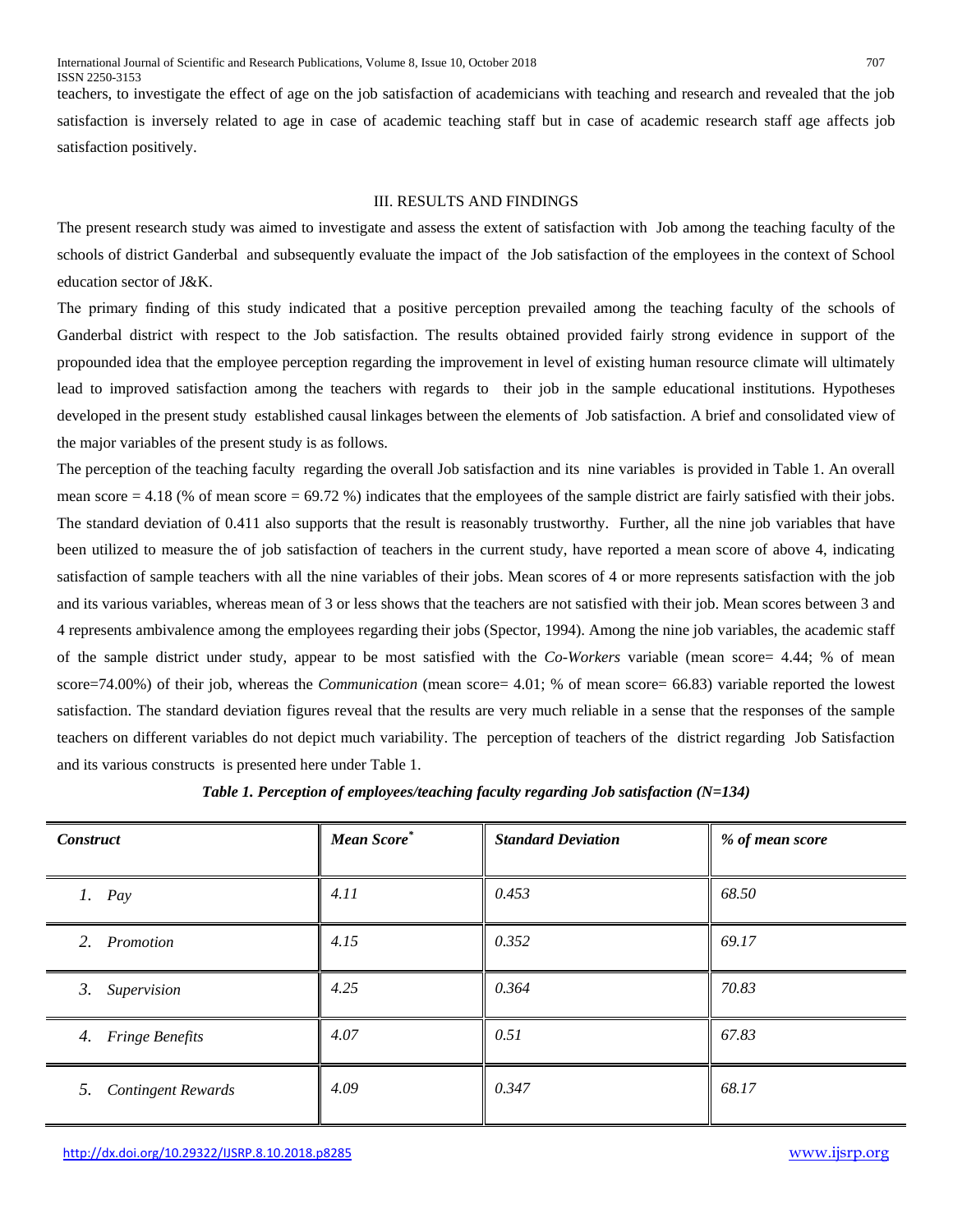teachers, to investigate the effect of age on the job satisfaction of academicians with teaching and research and revealed that the job satisfaction is inversely related to age in case of academic teaching staff but in case of academic research staff age affects job satisfaction positively.

## III. RESULTS AND FINDINGS

The present research study was aimed to investigate and assess the extent of satisfaction with Job among the teaching faculty of the schools of district Ganderbal and subsequently evaluate the impact of the Job satisfaction of the employees in the context of School education sector of J&K.

The primary finding of this study indicated that a positive perception prevailed among the teaching faculty of the schools of Ganderbal district with respect to the Job satisfaction. The results obtained provided fairly strong evidence in support of the propounded idea that the employee perception regarding the improvement in level of existing human resource climate will ultimately lead to improved satisfaction among the teachers with regards to their job in the sample educational institutions. Hypotheses developed in the present study established causal linkages between the elements of Job satisfaction. A brief and consolidated view of the major variables of the present study is as follows.

The perception of the teaching faculty regarding the overall Job satisfaction and its nine variables is provided in Table 1. An overall mean score = 4.18 (% of mean score = 69.72 %) indicates that the employees of the sample district are fairly satisfied with their jobs. The standard deviation of 0.411 also supports that the result is reasonably trustworthy. Further, all the nine job variables that have been utilized to measure the of job satisfaction of teachers in the current study, have reported a mean score of above 4, indicating satisfaction of sample teachers with all the nine variables of their jobs. Mean scores of 4 or more represents satisfaction with the job and its various variables, whereas mean of 3 or less shows that the teachers are not satisfied with their job. Mean scores between 3 and 4 represents ambivalence among the employees regarding their jobs (Spector, 1994). Among the nine job variables, the academic staff of the sample district under study, appear to be most satisfied with the *Co-Workers* variable (mean score= 4.44; % of mean score=74.00%) of their job, whereas the *Communication* (mean score= 4.01; % of mean score= 66.83) variable reported the lowest satisfaction. The standard deviation figures reveal that the results are very much reliable in a sense that the responses of the sample teachers on different variables do not depict much variability. The perception of teachers of the district regarding Job Satisfaction and its various constructs is presented here under Table 1.

***Table 1. Perception of employees/teaching faculty regarding Job satisfaction (N=134)***

| *Construct* | *Mean Score** | *Standard Deviation* | *% of mean score* |
|---|---|---|---|
| 1. *Pay* | *4.11* | *0.453* | *68.50* |
| 2. *Promotion* | *4.15* | *0.352* | *69.17* |
| 3. *Supervision* | *4.25* | *0.364* | *70.83* |
| 4. *Fringe Benefits* | *4.07* | *0.51* | *67.83* |
| 5. *Contingent Rewards* | *4.09* | *0.347* | *68.17* |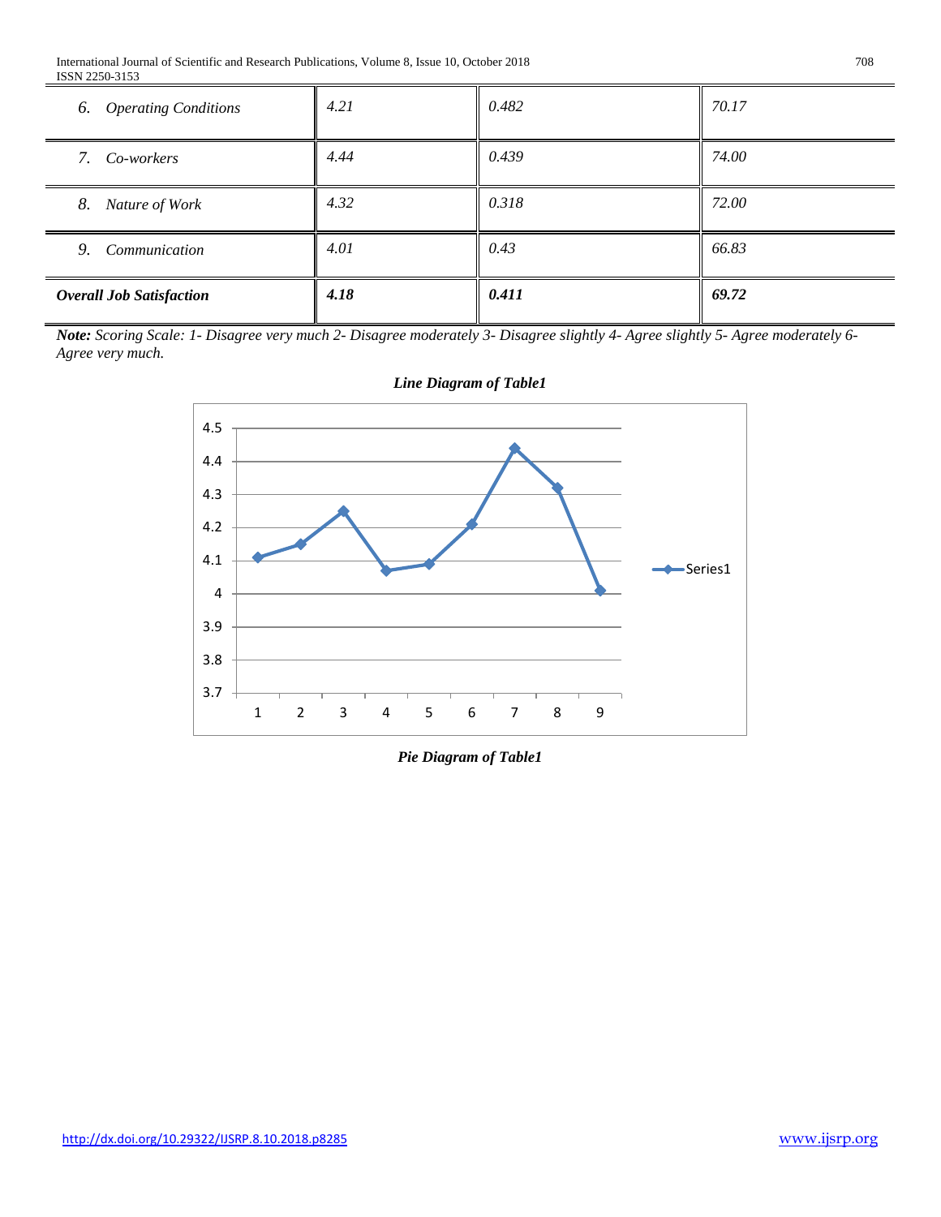| | | | |
|---|---|---|---|
| *6. Operating Conditions* | *4.21* | *0.482* | *70.17* |
| *7. Co-workers* | *4.44* | *0.439* | *74.00* |
| *8. Nature of Work* | *4.32* | *0.318* | *72.00* |
| *9. Communication* | *4.01* | *0.43* | *66.83* |
| ***Overall Job Satisfaction*** | ***4.18*** | ***0.411*** | ***69.72*** |

***Note:*** *Scoring Scale: 1- Disagree very much 2- Disagree moderately 3- Disagree slightly 4- Agree slightly 5- Agree moderately 6- Agree very much.*

***Line Diagram of Table1***

***Pie Diagram of Table1***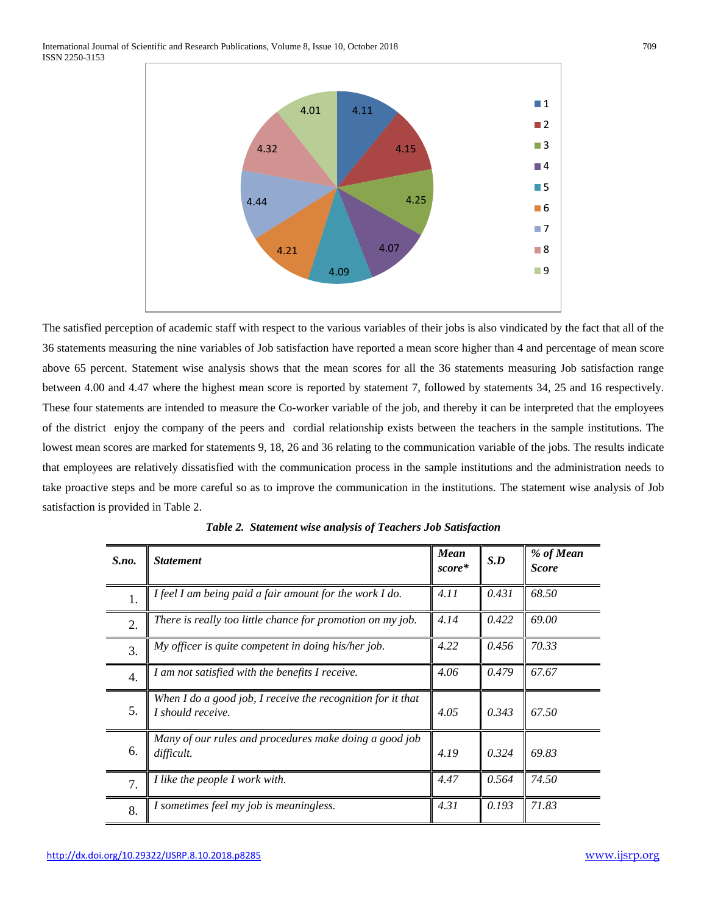The satisfied perception of academic staff with respect to the various variables of their jobs is also vindicated by the fact that all of the 36 statements measuring the nine variables of Job satisfaction have reported a mean score higher than 4 and percentage of mean score above 65 percent. Statement wise analysis shows that the mean scores for all the 36 statements measuring Job satisfaction range between 4.00 and 4.47 where the highest mean score is reported by statement 7, followed by statements 34, 25 and 16 respectively. These four statements are intended to measure the Co-worker variable of the job, and thereby it can be interpreted that the employees of the district enjoy the company of the peers and cordial relationship exists between the teachers in the sample institutions. The lowest mean scores are marked for statements 9, 18, 26 and 36 relating to the communication variable of the jobs. The results indicate that employees are relatively dissatisfied with the communication process in the sample institutions and the administration needs to take proactive steps and be more careful so as to improve the communication in the institutions. The statement wise analysis of Job satisfaction is provided in Table 2.

***Table 2. Statement wise analysis of Teachers Job Satisfaction***

| ***S.no.*** | ***Statement*** | ***Mean score**** | ***S.D*** | ***% of Mean Score*** |
|---|---|---|---|---|
| 1. | *I feel I am being paid a fair amount for the work I do.* | *4.11* | *0.431* | *68.50* |
| 2. | *There is really too little chance for promotion on my job.* | *4.14* | *0.422* | *69.00* |
| 3. | *My officer is quite competent in doing his/her job.* | *4.22* | *0.456* | *70.33* |
| 4. | *I am not satisfied with the benefits I receive.* | *4.06* | *0.479* | *67.67* |
| 5. | *When I do a good job, I receive the recognition for it that I should receive.* | *4.05* | *0.343* | *67.50* |
| 6. | *Many of our rules and procedures make doing a good job difficult.* | *4.19* | *0.324* | *69.83* |
| 7. | *I like the people I work with.* | *4.47* | *0.564* | *74.50* |
| 8. | *I sometimes feel my job is meaningless.* | *4.31* | *0.193* | *71.83* |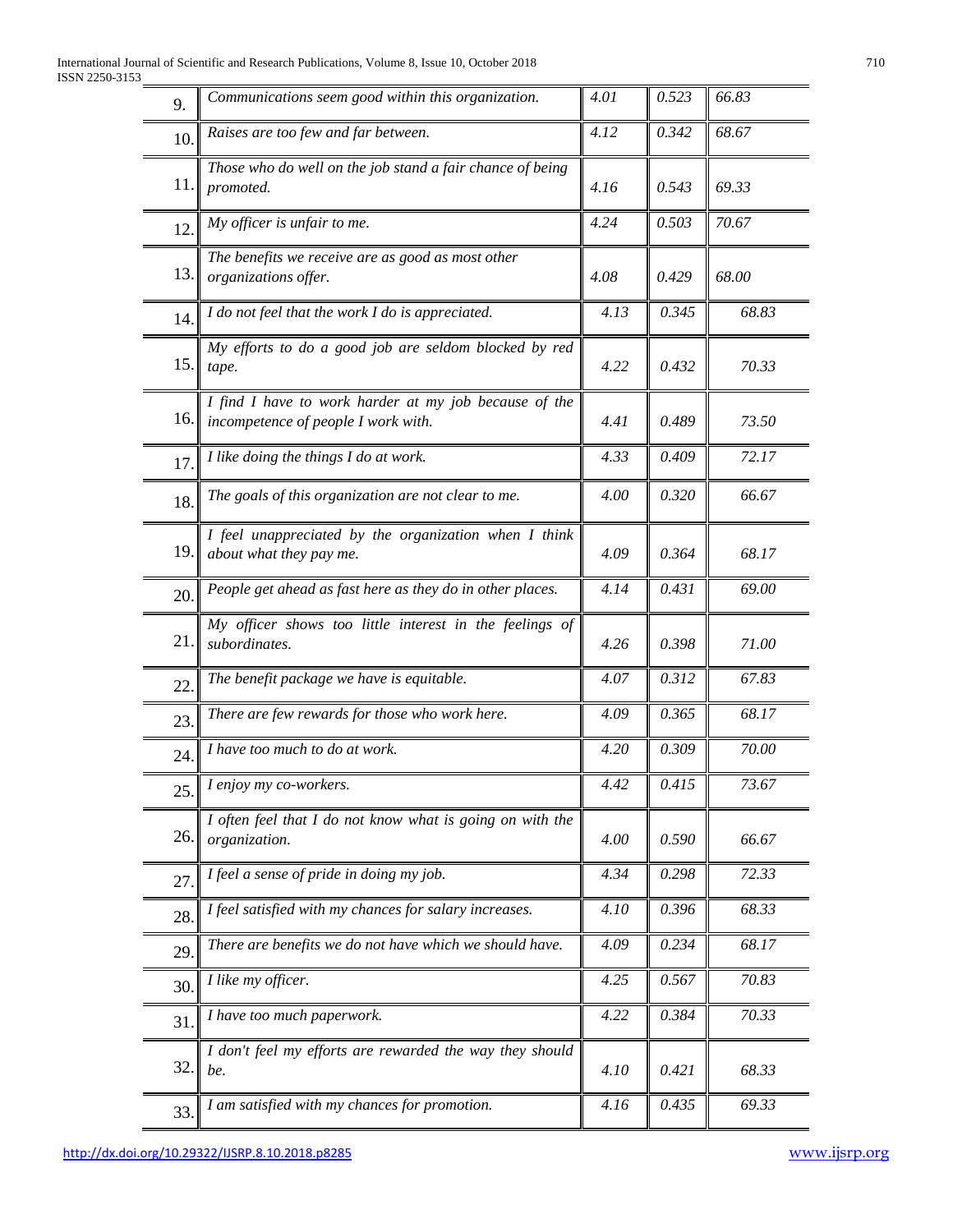| 9. | *Communications seem good within this organization.* | *4.01* | *0.523* | *66.83* |
|---|---|---|---|---|
| 10. | *Raises are too few and far between.* | *4.12* | *0.342* | *68.67* |
| 11. | *Those who do well on the job stand a fair chance of being promoted.* | *4.16* | *0.543* | *69.33* |
| 12. | *My officer is unfair to me.* | *4.24* | *0.503* | *70.67* |
| 13. | *The benefits we receive are as good as most other organizations offer.* | *4.08* | *0.429* | *68.00* |
| 14. | *I do not feel that the work I do is appreciated.* | *4.13* | *0.345* | *68.83* |
| 15. | *My efforts to do a good job are seldom blocked by red tape.* | *4.22* | *0.432* | *70.33* |
| 16. | *I find I have to work harder at my job because of the incompetence of people I work with.* | *4.41* | *0.489* | *73.50* |
| 17. | *I like doing the things I do at work.* | *4.33* | *0.409* | *72.17* |
| 18. | *The goals of this organization are not clear to me.* | *4.00* | *0.320* | *66.67* |
| 19. | *I feel unappreciated by the organization when I think about what they pay me.* | *4.09* | *0.364* | *68.17* |
| 20. | *People get ahead as fast here as they do in other places.* | *4.14* | *0.431* | *69.00* |
| 21. | *My officer shows too little interest in the feelings of subordinates.* | *4.26* | *0.398* | *71.00* |
| 22. | *The benefit package we have is equitable.* | *4.07* | *0.312* | *67.83* |
| 23. | *There are few rewards for those who work here.* | *4.09* | *0.365* | *68.17* |
| 24. | *I have too much to do at work.* | *4.20* | *0.309* | *70.00* |
| 25. | *I enjoy my co-workers.* | *4.42* | *0.415* | *73.67* |
| 26. | *I often feel that I do not know what is going on with the organization.* | *4.00* | *0.590* | *66.67* |
| 27. | *I feel a sense of pride in doing my job.* | *4.34* | *0.298* | *72.33* |
| 28. | *I feel satisfied with my chances for salary increases.* | *4.10* | *0.396* | *68.33* |
| 29. | *There are benefits we do not have which we should have.* | *4.09* | *0.234* | *68.17* |
| 30. | *I like my officer.* | *4.25* | *0.567* | *70.83* |
| 31. | *I have too much paperwork.* | *4.22* | *0.384* | *70.33* |
| 32. | *I don't feel my efforts are rewarded the way they should be.* | *4.10* | *0.421* | *68.33* |
| 33. | *I am satisfied with my chances for promotion.* | *4.16* | *0.435* | *69.33* |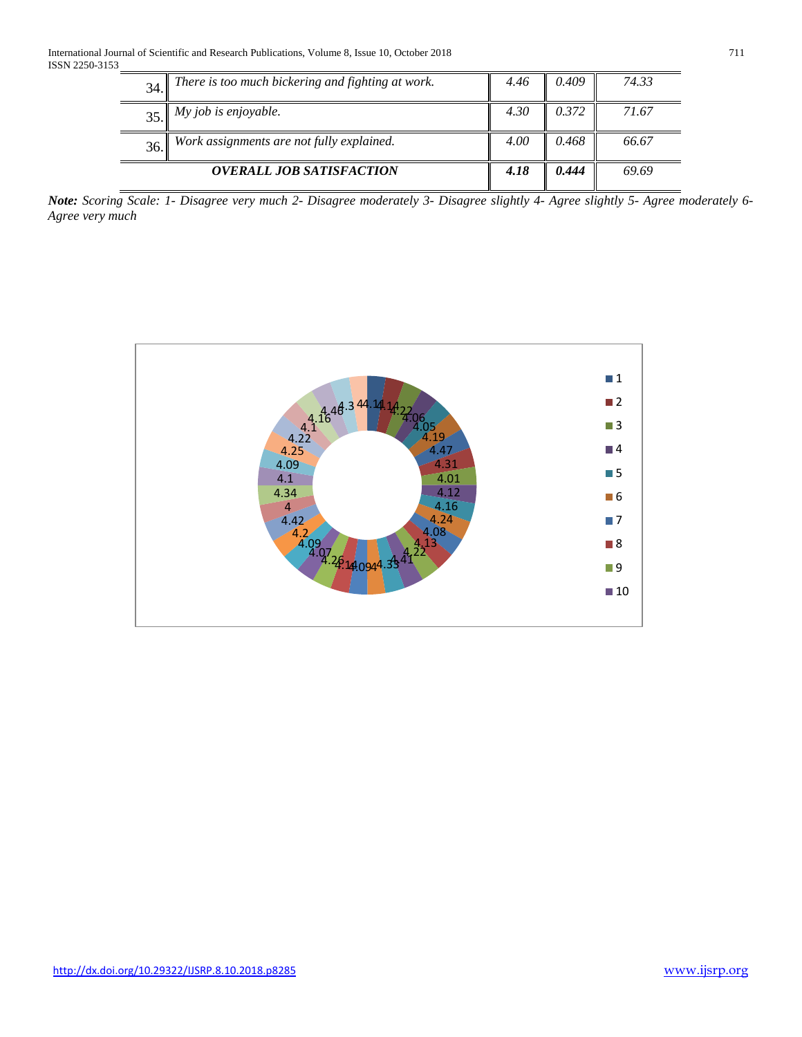| | | | | |
|---|---|---|---|---|
| 34. | *There is too much bickering and fighting at work.* | *4.46* | *0.409* | *74.33* |
| 35. | *My job is enjoyable.* | *4.30* | *0.372* | *71.67* |
| 36. | *Work assignments are not fully explained.* | *4.00* | *0.468* | *66.67* |
| ***OVERALL JOB SATISFACTION*** | | ***4.18*** | ***0.444*** | *69.69* |

***Note:*** *Scoring Scale: 1- Disagree very much 2- Disagree moderately 3- Disagree slightly 4- Agree slightly 5- Agree moderately 6- Agree very much*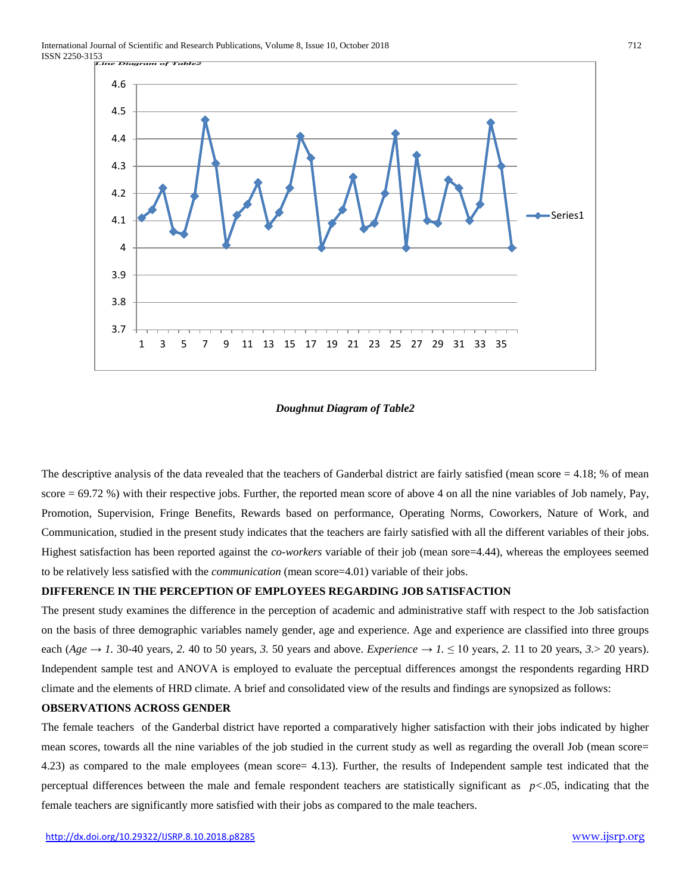*Line Diagram of Table2*

*Doughnut Diagram of Table2*

The descriptive analysis of the data revealed that the teachers of Ganderbal district are fairly satisfied (mean score = 4.18; % of mean score = 69.72 %) with their respective jobs. Further, the reported mean score of above 4 on all the nine variables of Job namely, Pay, Promotion, Supervision, Fringe Benefits, Rewards based on performance, Operating Norms, Coworkers, Nature of Work, and Communication, studied in the present study indicates that the teachers are fairly satisfied with all the different variables of their jobs. Highest satisfaction has been reported against the *co-workers* variable of their job (mean sore=4.44), whereas the employees seemed to be relatively less satisfied with the *communication* (mean score=4.01) variable of their jobs.

**DIFFERENCE IN THE PERCEPTION OF EMPLOYEES REGARDING JOB SATISFACTION**

The present study examines the difference in the perception of academic and administrative staff with respect to the Job satisfaction on the basis of three demographic variables namely gender, age and experience. Age and experience are classified into three groups each (*Age* → *1.* 30-40 years, *2.* 40 to 50 years, *3.* 50 years and above. *Experience* → *1.* ≤ 10 years, *2.* 11 to 20 years, *3.*> 20 years). Independent sample test and ANOVA is employed to evaluate the perceptual differences amongst the respondents regarding HRD climate and the elements of HRD climate. A brief and consolidated view of the results and findings are synopsized as follows:

**OBSERVATIONS ACROSS GENDER**

The female teachers of the Ganderbal district have reported a comparatively higher satisfaction with their jobs indicated by higher mean scores, towards all the nine variables of the job studied in the current study as well as regarding the overall Job (mean score= 4.23) as compared to the male employees (mean score= 4.13). Further, the results of Independent sample test indicated that the perceptual differences between the male and female respondent teachers are statistically significant as $p<.05$, indicating that the female teachers are significantly more satisfied with their jobs as compared to the male teachers.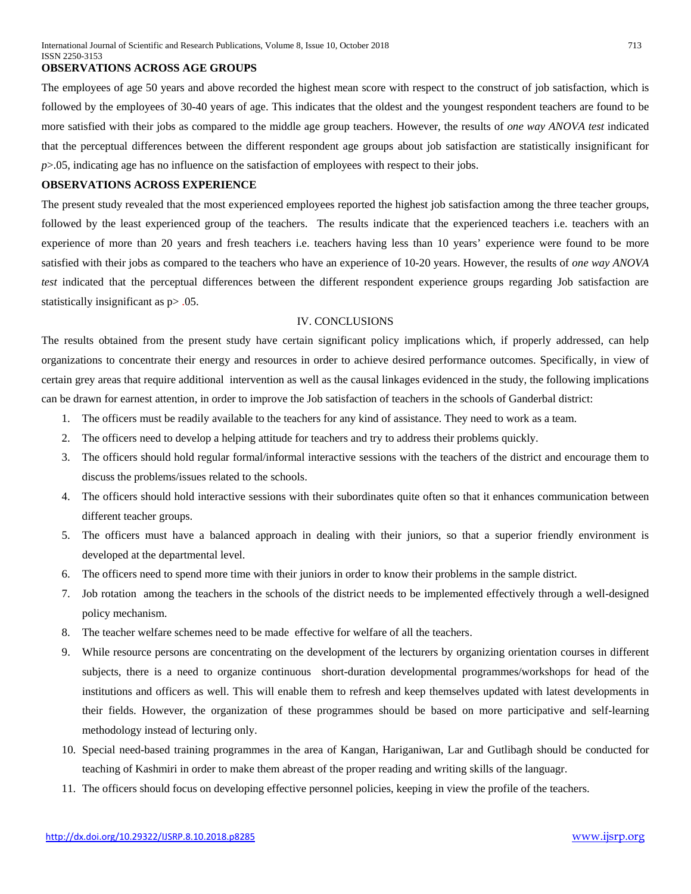**OBSERVATIONS ACROSS AGE GROUPS**

The employees of age 50 years and above recorded the highest mean score with respect to the construct of job satisfaction, which is followed by the employees of 30-40 years of age. This indicates that the oldest and the youngest respondent teachers are found to be more satisfied with their jobs as compared to the middle age group teachers. However, the results of *one way ANOVA test* indicated that the perceptual differences between the different respondent age groups about job satisfaction are statistically insignificant for $p > .05$, indicating age has no influence on the satisfaction of employees with respect to their jobs.

**OBSERVATIONS ACROSS EXPERIENCE**

The present study revealed that the most experienced employees reported the highest job satisfaction among the three teacher groups, followed by the least experienced group of the teachers. The results indicate that the experienced teachers i.e. teachers with an experience of more than 20 years and fresh teachers i.e. teachers having less than 10 years' experience were found to be more satisfied with their jobs as compared to the teachers who have an experience of 10-20 years. However, the results of *one way ANOVA test* indicated that the perceptual differences between the different respondent experience groups regarding Job satisfaction are statistically insignificant as $p > .05$.

## IV. CONCLUSIONS

The results obtained from the present study have certain significant policy implications which, if properly addressed, can help organizations to concentrate their energy and resources in order to achieve desired performance outcomes. Specifically, in view of certain grey areas that require additional intervention as well as the causal linkages evidenced in the study, the following implications can be drawn for earnest attention, in order to improve the Job satisfaction of teachers in the schools of Ganderbal district:

1. The officers must be readily available to the teachers for any kind of assistance. They need to work as a team.
2. The officers need to develop a helping attitude for teachers and try to address their problems quickly.
3. The officers should hold regular formal/informal interactive sessions with the teachers of the district and encourage them to discuss the problems/issues related to the schools.
4. The officers should hold interactive sessions with their subordinates quite often so that it enhances communication between different teacher groups.
5. The officers must have a balanced approach in dealing with their juniors, so that a superior friendly environment is developed at the departmental level.
6. The officers need to spend more time with their juniors in order to know their problems in the sample district.
7. Job rotation among the teachers in the schools of the district needs to be implemented effectively through a well-designed policy mechanism.
8. The teacher welfare schemes need to be made effective for welfare of all the teachers.
9. While resource persons are concentrating on the development of the lecturers by organizing orientation courses in different subjects, there is a need to organize continuous short-duration developmental programmes/workshops for head of the institutions and officers as well. This will enable them to refresh and keep themselves updated with latest developments in their fields. However, the organization of these programmes should be based on more participative and self-learning methodology instead of lecturing only.
10. Special need-based training programmes in the area of Kangan, Hariganiwan, Lar and Gutlibagh should be conducted for teaching of Kashmiri in order to make them abreast of the proper reading and writing skills of the languagr.
11. The officers should focus on developing effective personnel policies, keeping in view the profile of the teachers.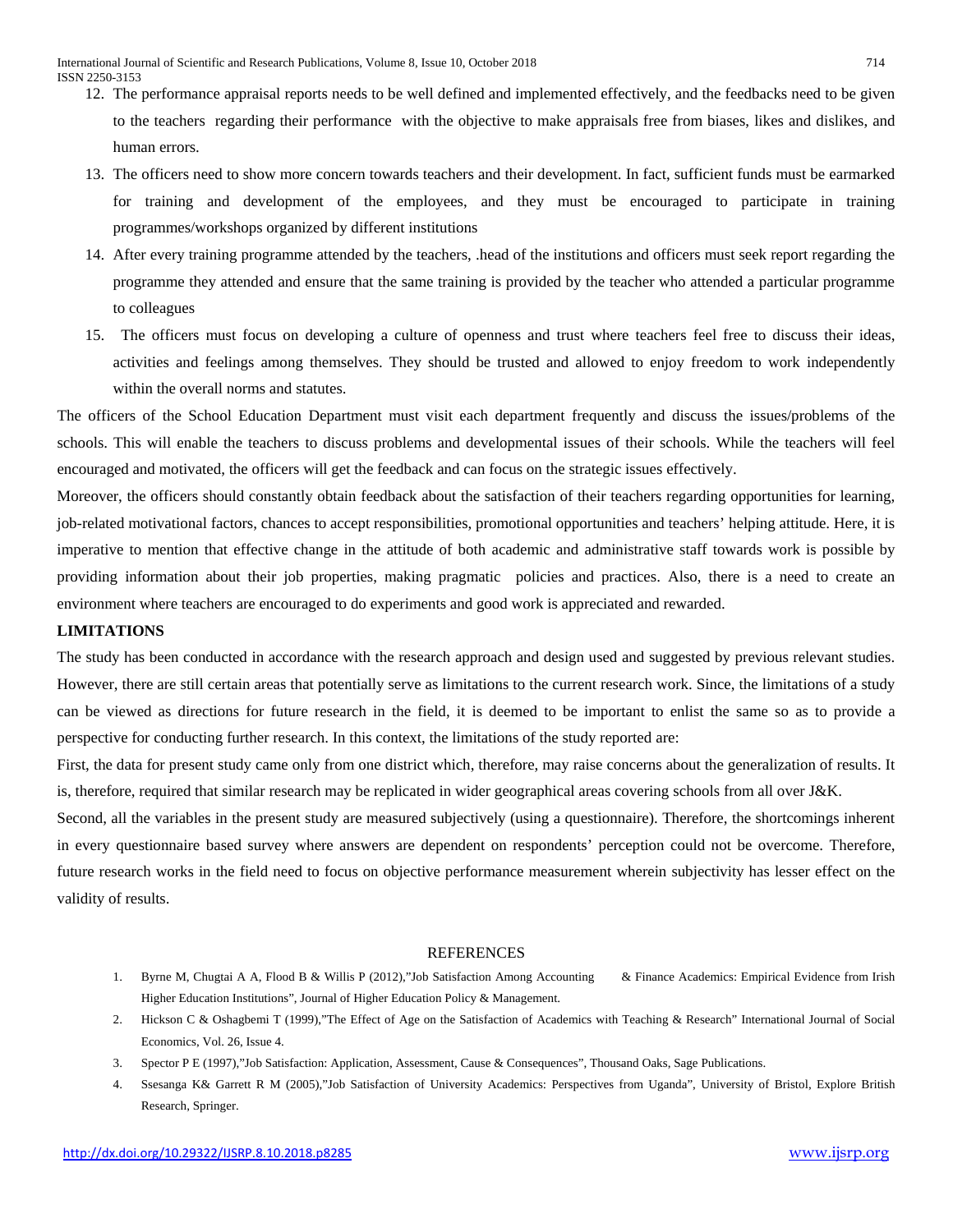12. The performance appraisal reports needs to be well defined and implemented effectively, and the feedbacks need to be given to the teachers regarding their performance with the objective to make appraisals free from biases, likes and dislikes, and human errors.
13. The officers need to show more concern towards teachers and their development. In fact, sufficient funds must be earmarked for training and development of the employees, and they must be encouraged to participate in training programmes/workshops organized by different institutions
14. After every training programme attended by the teachers, .head of the institutions and officers must seek report regarding the programme they attended and ensure that the same training is provided by the teacher who attended a particular programme to colleagues
15. The officers must focus on developing a culture of openness and trust where teachers feel free to discuss their ideas, activities and feelings among themselves. They should be trusted and allowed to enjoy freedom to work independently within the overall norms and statutes.

The officers of the School Education Department must visit each department frequently and discuss the issues/problems of the schools. This will enable the teachers to discuss problems and developmental issues of their schools. While the teachers will feel encouraged and motivated, the officers will get the feedback and can focus on the strategic issues effectively.

Moreover, the officers should constantly obtain feedback about the satisfaction of their teachers regarding opportunities for learning, job-related motivational factors, chances to accept responsibilities, promotional opportunities and teachers' helping attitude. Here, it is imperative to mention that effective change in the attitude of both academic and administrative staff towards work is possible by providing information about their job properties, making pragmatic policies and practices. Also, there is a need to create an environment where teachers are encouraged to do experiments and good work is appreciated and rewarded.

## LIMITATIONS

The study has been conducted in accordance with the research approach and design used and suggested by previous relevant studies. However, there are still certain areas that potentially serve as limitations to the current research work. Since, the limitations of a study can be viewed as directions for future research in the field, it is deemed to be important to enlist the same so as to provide a perspective for conducting further research. In this context, the limitations of the study reported are:

First, the data for present study came only from one district which, therefore, may raise concerns about the generalization of results. It is, therefore, required that similar research may be replicated in wider geographical areas covering schools from all over J&K.

Second, all the variables in the present study are measured subjectively (using a questionnaire). Therefore, the shortcomings inherent in every questionnaire based survey where answers are dependent on respondents' perception could not be overcome. Therefore, future research works in the field need to focus on objective performance measurement wherein subjectivity has lesser effect on the validity of results.

## REFERENCES

1. Byrne M, Chugtai A A, Flood B & Willis P (2012),"Job Satisfaction Among Accounting & Finance Academics: Empirical Evidence from Irish Higher Education Institutions", Journal of Higher Education Policy & Management.
2. Hickson C & Oshagbemi T (1999),"The Effect of Age on the Satisfaction of Academics with Teaching & Research" International Journal of Social Economics, Vol. 26, Issue 4.
3. Spector P E (1997),"Job Satisfaction: Application, Assessment, Cause & Consequences", Thousand Oaks, Sage Publications.
4. Ssesanga K& Garrett R M (2005),"Job Satisfaction of University Academics: Perspectives from Uganda", University of Bristol, Explore British Research, Springer.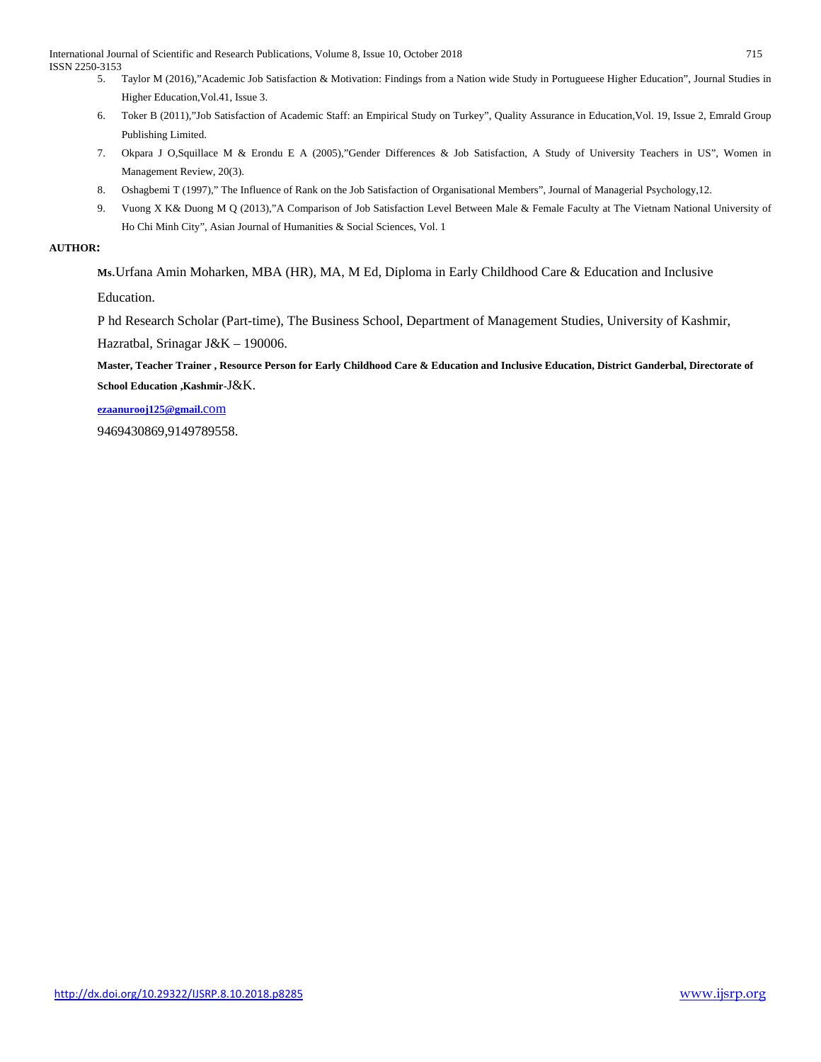5. Taylor M (2016),"Academic Job Satisfaction & Motivation: Findings from a Nation wide Study in Portugueese Higher Education", Journal Studies in Higher Education,Vol.41, Issue 3.
6. Toker B (2011),"Job Satisfaction of Academic Staff: an Empirical Study on Turkey", Quality Assurance in Education,Vol. 19, Issue 2, Emrald Group Publishing Limited.
7. Okpara J O,Squillace M & Erondu E A (2005),"Gender Differences & Job Satisfaction, A Study of University Teachers in US", Women in Management Review, 20(3).
8. Oshagbemi T (1997)," The Influence of Rank on the Job Satisfaction of Organisational Members", Journal of Managerial Psychology,12.
9. Vuong X K& Duong M Q (2013),"A Comparison of Job Satisfaction Level Between Male & Female Faculty at The Vietnam National University of Ho Chi Minh City", Asian Journal of Humanities & Social Sciences, Vol. 1

**AUTHOR:**

**Ms.**Urfana Amin Moharken, MBA (HR), MA, M Ed, Diploma in Early Childhood Care & Education and Inclusive Education.

P hd Research Scholar (Part-time), The Business School, Department of Management Studies, University of Kashmir, Hazratbal, Srinagar J&K – 190006.

**Master, Teacher Trainer , Resource Person for Early Childhood Care & Education and Inclusive Education, District Ganderbal, Directorate of School Education ,Kashmir**-J&K.

ezaanurooj125@gmail.com

9469430869,9149789558.